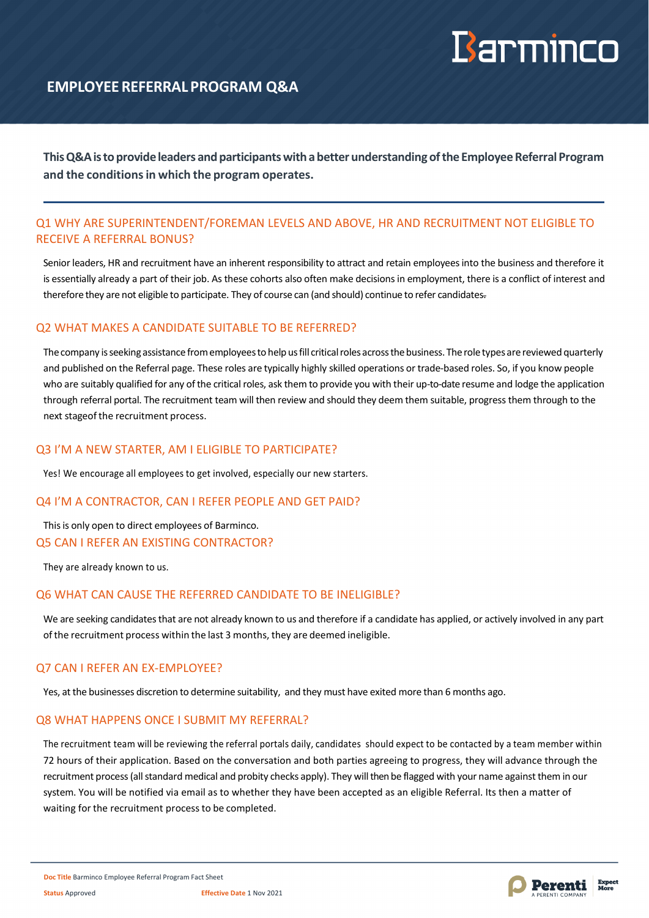# EMPLOYEE REFERRAL PROGRAM Q&A

**This Q&A is to provide leaders and participants with a better understanding of the Employee Referral Program and the conditions in which the program operates.**

## Q1 WHY ARE SUPERINTENDENT/FOREMAN LEVELS AND ABOVE, HR AND RECRUITMENT NOT ELIGIBLE TO RECEIVE A REFERRAL BONUS?

Senior leaders, HR and recruitment have an inherent responsibility to attract and retain employees into the business and therefore it is essentially already a part of their job. As these cohorts also often make decisions in employment, there is a conflict of interest and therefore they are not eligible to participate. They of course can (and should) continue to refer candidates.

## Q2 WHAT MAKES A CANDIDATE SUITABLE TO BE REFERRED?

The company is seeking assistance from employees to help us fill critical roles across the business. The role types are reviewed quarterly and published on the Referral page. These roles are typically highly skilled operations or trade-based roles. So, if you know people who are suitably qualified for any of the critical roles, ask them to provide you with their up-to-date resume and lodge the application through referral portal. The recruitment team will then review and should they deem them suitable, progress them through to the next stageof the recruitment process.

## Q3 I'M A NEW STARTER, AM I ELIGIBLE TO PARTICIPATE?

Yes! We encourage all employees to get involved, especially our new starters.

## Q4 I'M A CONTRACTOR, CAN I REFER PEOPLE AND GET PAID?

This is only open to direct employees of Barminco.

## Q5 CAN I REFER AN EXISTING CONTRACTOR?

They are already known to us.

## Q6 WHAT CAN CAUSE THE REFERRED CANDIDATE TO BE INELIGIBLE?

We are seeking candidates that are not already known to us and therefore if a candidate has applied, or actively involved in any part of the recruitment process within the last 3 months, they are deemed ineligible.

## Q7 CAN I REFER AN EX-EMPLOYEE?

Yes, at the businesses discretion to determine suitability, and they must have exited more than 6 months ago.

## Q8 WHAT HAPPENS ONCE I SUBMIT MY REFERRAL?

The recruitment team will be reviewing the referral portals daily, candidates should expect to be contacted by a team member within 72 hours of their application. Based on the conversation and both parties agreeing to progress, they will advance through the recruitment process (all standard medical and probity checks apply). They will then be flagged with your name against them in our system. You will be notified via email as to whether they have been accepted as an eligible Referral. Its then a matter of waiting for the recruitment process to be completed.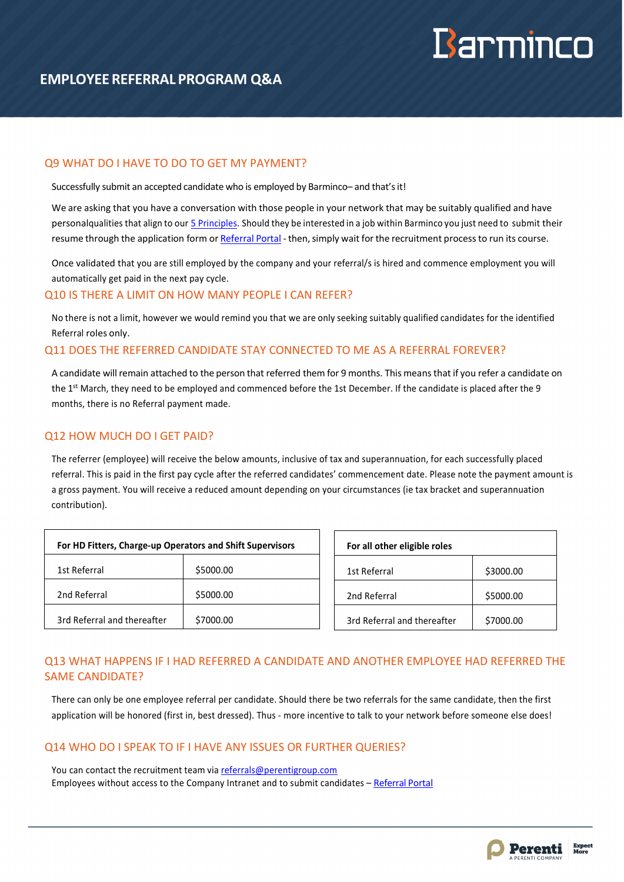# EMPLOYEE REFERRAL PROGRAM Q&A

## Q9 WHAT DO I HAVE TO DO TO GET MY PAYMENT?

Successfully submit an accepted candidate who is employed by Barminco– and that's it!

We are asking that you have a conversation with those people in your network that may be suitably qualified and have personalqualities that align to our 5 Principles. Should they be interested in a job within Barminco you just need to submit their resume through the application form or Referral Portal - then, simply wait for the recruitment process to run its course.

Once validated that you are still employed by the company and your referral/s is hired and commence employment you will automatically get paid in the next pay cycle.

## Q10 IS THERE A LIMIT ON HOW MANY PEOPLE I CAN REFER?

No there is not a limit, however we would remind you that we are only seeking suitably qualified candidates for the identified Referral roles only.

## Q11 DOES THE REFERRED CANDIDATE STAY CONNECTED TO ME AS A REFERRAL FOREVER?

A candidate will remain attached to the person that referred them for 9 months. This means that if you refer a candidate on the 1st March, they need to be employed and commenced before the 1st December. If the candidate is placed after the 9 months, there is no Referral payment made.

## Q12 HOW MUCH DO I GET PAID?

The referrer (employee) will receive the below amounts, inclusive of tax and superannuation, for each successfully placed referral. This is paid in the first pay cycle after the referred candidates' commencement date. Please note the payment amount is a gross payment. You will receive a reduced amount depending on your circumstances (ie tax bracket and superannuation contribution).

| For HD Fitters, Charge-up Operators and Shift Supervisors | |
|---|---|
| 1st Referral | $5000.00 |
| 2nd Referral | $5000.00 |
| 3rd Referral and thereafter | $7000.00 |

| For all other eligible roles | |
|---|---|
| 1st Referral | $3000.00 |
| 2nd Referral | $5000.00 |
| 3rd Referral and thereafter | $7000.00 |

## Q13 WHAT HAPPENS IF I HAD REFERRED A CANDIDATE AND ANOTHER EMPLOYEE HAD REFERRED THE SAME CANDIDATE?

There can only be one employee referral per candidate. Should there be two referrals for the same candidate, then the first application will be honored (first in, best dressed). Thus - more incentive to talk to your network before someone else does!

## Q14 WHO DO I SPEAK TO IF I HAVE ANY ISSUES OR FURTHER QUERIES?

You can contact the recruitment team via referrals@perentigroup.com
Employees without access to the Company Intranet and to submit candidates – Referral Portal